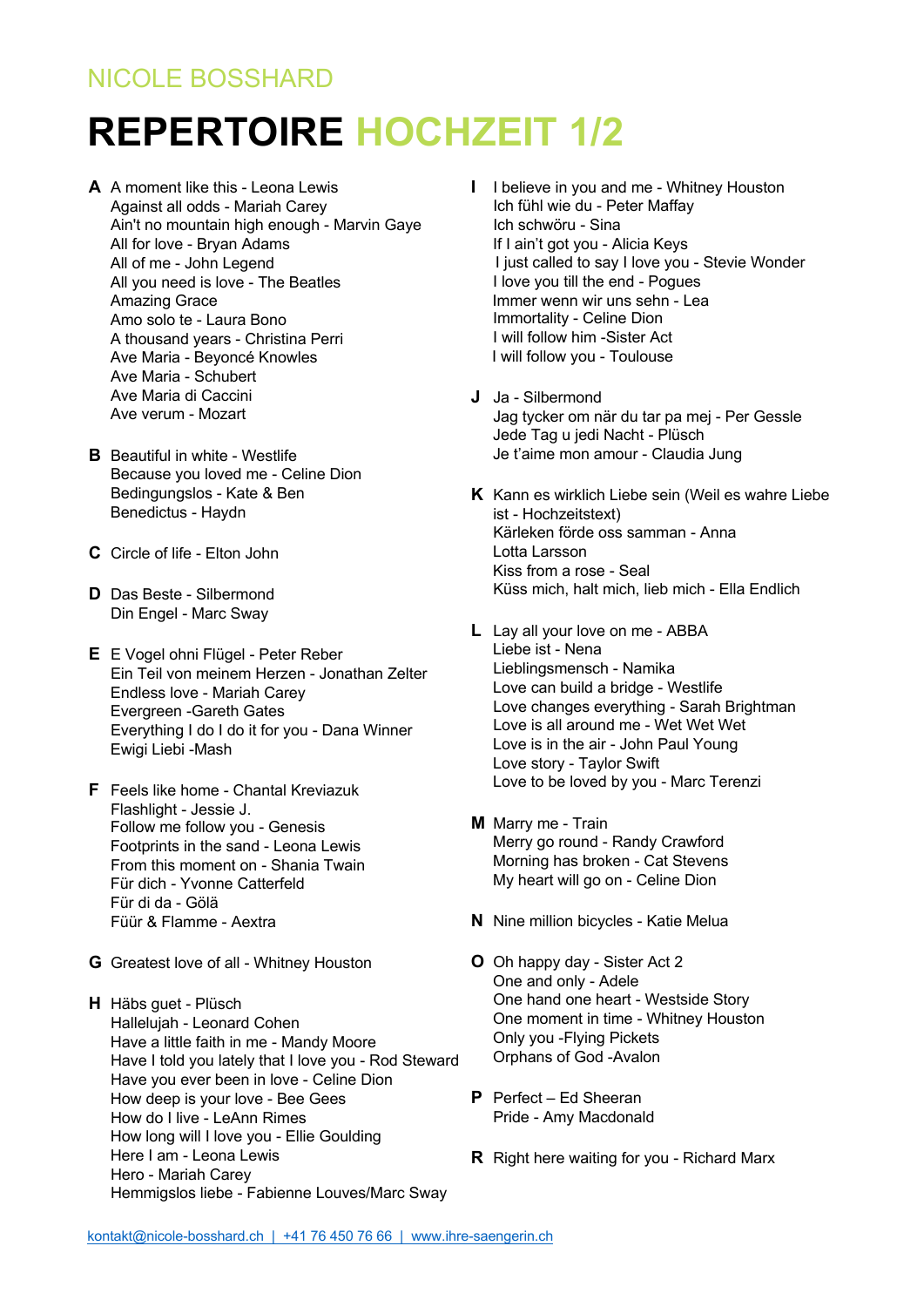NICOLE BOSSHARD

# REPERTOIRE HOCHZEIT 1/2

**A**
- A moment like this - Leona Lewis
- Against all odds - Mariah Carey
- Ain't no mountain high enough - Marvin Gaye
- All for love - Bryan Adams
- All of me - John Legend
- All you need is love - The Beatles
- Amazing Grace
- Amo solo te - Laura Bono
- A thousand years - Christina Perri
- Ave Maria - Beyoncé Knowles
- Ave Maria - Schubert
- Ave Maria di Caccini
- Ave verum - Mozart

**B**
- Beautiful in white - Westlife
- Because you loved me - Celine Dion
- Bedingungslos - Kate & Ben
- Benedictus - Haydn

**C**
- Circle of life - Elton John

**D**
- Das Beste - Silbermond
- Din Engel - Marc Sway

**E**
- E Vogel ohni Flügel - Peter Reber
- Ein Teil von meinem Herzen - Jonathan Zelter
- Endless love - Mariah Carey
- Evergreen -Gareth Gates
- Everything I do I do it for you - Dana Winner
- Ewigi Liebi -Mash

**F**
- Feels like home - Chantal Kreviazuk
- Flashlight - Jessie J.
- Follow me follow you - Genesis
- Footprints in the sand - Leona Lewis
- From this moment on - Shania Twain
- Für dich - Yvonne Catterfeld
- Für di da - Gölä
- Füür & Flamme - Aextra

**G**
- Greatest love of all - Whitney Houston

**H**
- Häbs guet - Plüsch
- Hallelujah - Leonard Cohen
- Have a little faith in me - Mandy Moore
- Have I told you lately that I love you - Rod Steward
- Have you ever been in love - Celine Dion
- How deep is your love - Bee Gees
- How do I live - LeAnn Rimes
- How long will I love you - Ellie Goulding
- Here I am - Leona Lewis
- Hero - Mariah Carey
- Hemmigslos liebe - Fabienne Louves/Marc Sway

**I**
- I believe in you and me - Whitney Houston
- Ich fühl wie du - Peter Maffay
- Ich schwöru - Sina
- If I ain't got you - Alicia Keys
- I just called to say I love you - Stevie Wonder
- I love you till the end - Pogues
- Immer wenn wir uns sehn - Lea
- Immortality - Celine Dion
- I will follow him -Sister Act
- I will follow you - Toulouse

**J**
- Ja - Silbermond
- Jag tycker om när du tar pa mej - Per Gessle
- Jede Tag u jedi Nacht - Plüsch
- Je t'aime mon amour - Claudia Jung

**K**
- Kann es wirklich Liebe sein (Weil es wahre Liebe ist - Hochzeitstext)
- Kärleken förde oss samman - Anna Lotta Larsson
- Kiss from a rose - Seal
- Küss mich, halt mich, lieb mich - Ella Endlich

**L**
- Lay all your love on me - ABBA
- Liebe ist - Nena
- Lieblingsmensch - Namika
- Love can build a bridge - Westlife
- Love changes everything - Sarah Brightman
- Love is all around me - Wet Wet Wet
- Love is in the air - John Paul Young
- Love story - Taylor Swift
- Love to be loved by you - Marc Terenzi

**M**
- Marry me - Train
- Merry go round - Randy Crawford
- Morning has broken - Cat Stevens
- My heart will go on - Celine Dion

**N**
- Nine million bicycles - Katie Melua

**O**
- Oh happy day - Sister Act 2
- One and only - Adele
- One hand one heart - Westside Story
- One moment in time - Whitney Houston
- Only you -Flying Pickets
- Orphans of God -Avalon

**P**
- Perfect – Ed Sheeran
- Pride - Amy Macdonald

**R**
- Right here waiting for you - Richard Marx

kontakt@nicole-bosshard.ch | +41 76 450 76 66 | www.ihre-saengerin.ch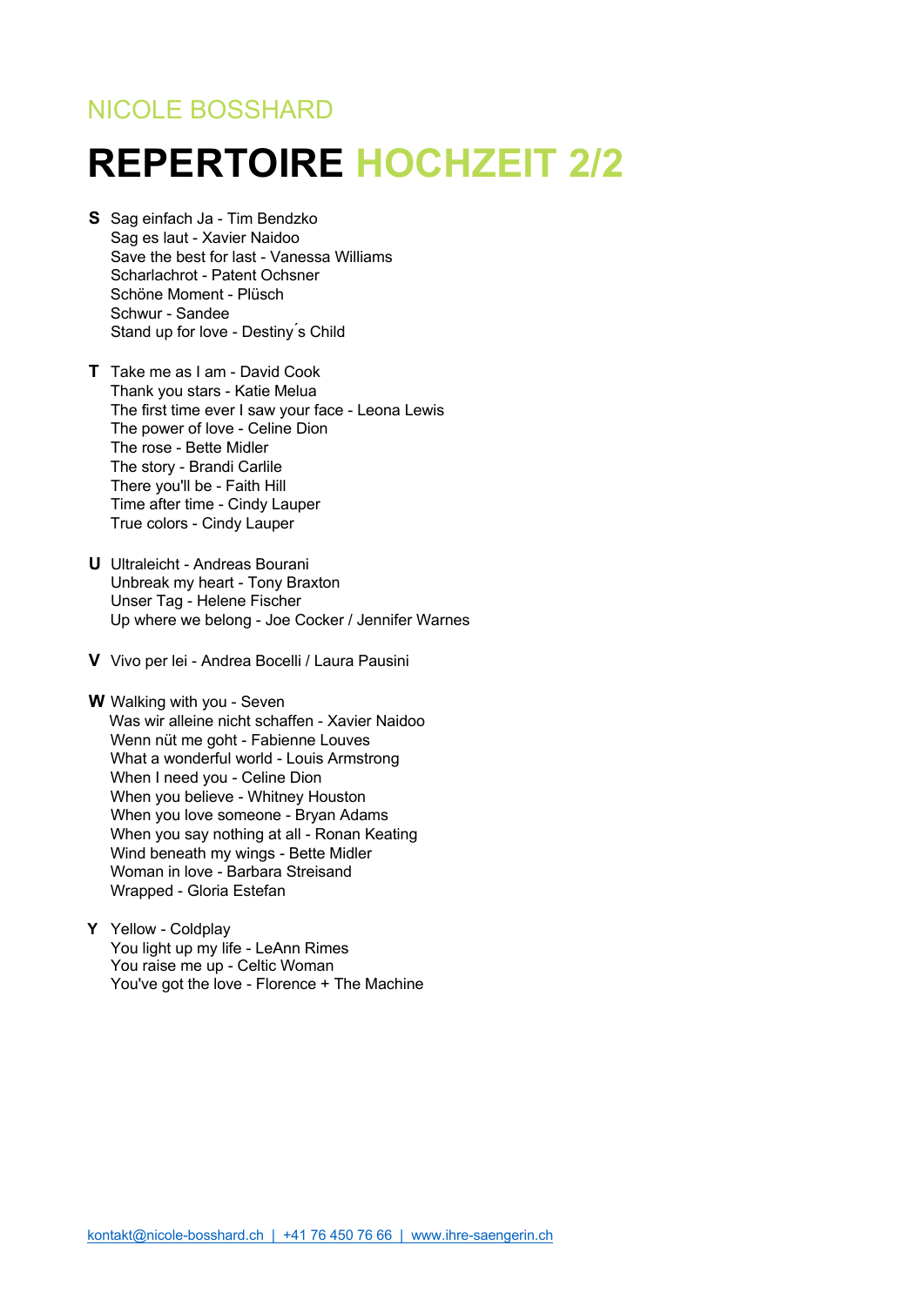NICOLE BOSSHARD

# REPERTOIRE HOCHZEIT 2/2

**S**
- Sag einfach Ja - Tim Bendzko
- Sag es laut - Xavier Naidoo
- Save the best for last - Vanessa Williams
- Scharlachrot - Patent Ochsner
- Schöne Moment - Plüsch
- Schwur - Sandee
- Stand up for love - Destiny´s Child

**T**
- Take me as I am - David Cook
- Thank you stars - Katie Melua
- The first time ever I saw your face - Leona Lewis
- The power of love - Celine Dion
- The rose - Bette Midler
- The story - Brandi Carlile
- There you'll be - Faith Hill
- Time after time - Cindy Lauper
- True colors - Cindy Lauper

**U**
- Ultraleicht - Andreas Bourani
- Unbreak my heart - Tony Braxton
- Unser Tag - Helene Fischer
- Up where we belong - Joe Cocker / Jennifer Warnes

**V**
- Vivo per lei - Andrea Bocelli / Laura Pausini

**W**
- Walking with you - Seven
- Was wir alleine nicht schaffen - Xavier Naidoo
- Wenn nüt me goht - Fabienne Louves
- What a wonderful world - Louis Armstrong
- When I need you - Celine Dion
- When you believe - Whitney Houston
- When you love someone - Bryan Adams
- When you say nothing at all - Ronan Keating
- Wind beneath my wings - Bette Midler
- Woman in love - Barbara Streisand
- Wrapped - Gloria Estefan

**Y**
- Yellow - Coldplay
- You light up my life - LeAnn Rimes
- You raise me up - Celtic Woman
- You've got the love - Florence + The Machine

kontakt@nicole-bosshard.ch | +41 76 450 76 66 | www.ihre-saengerin.ch